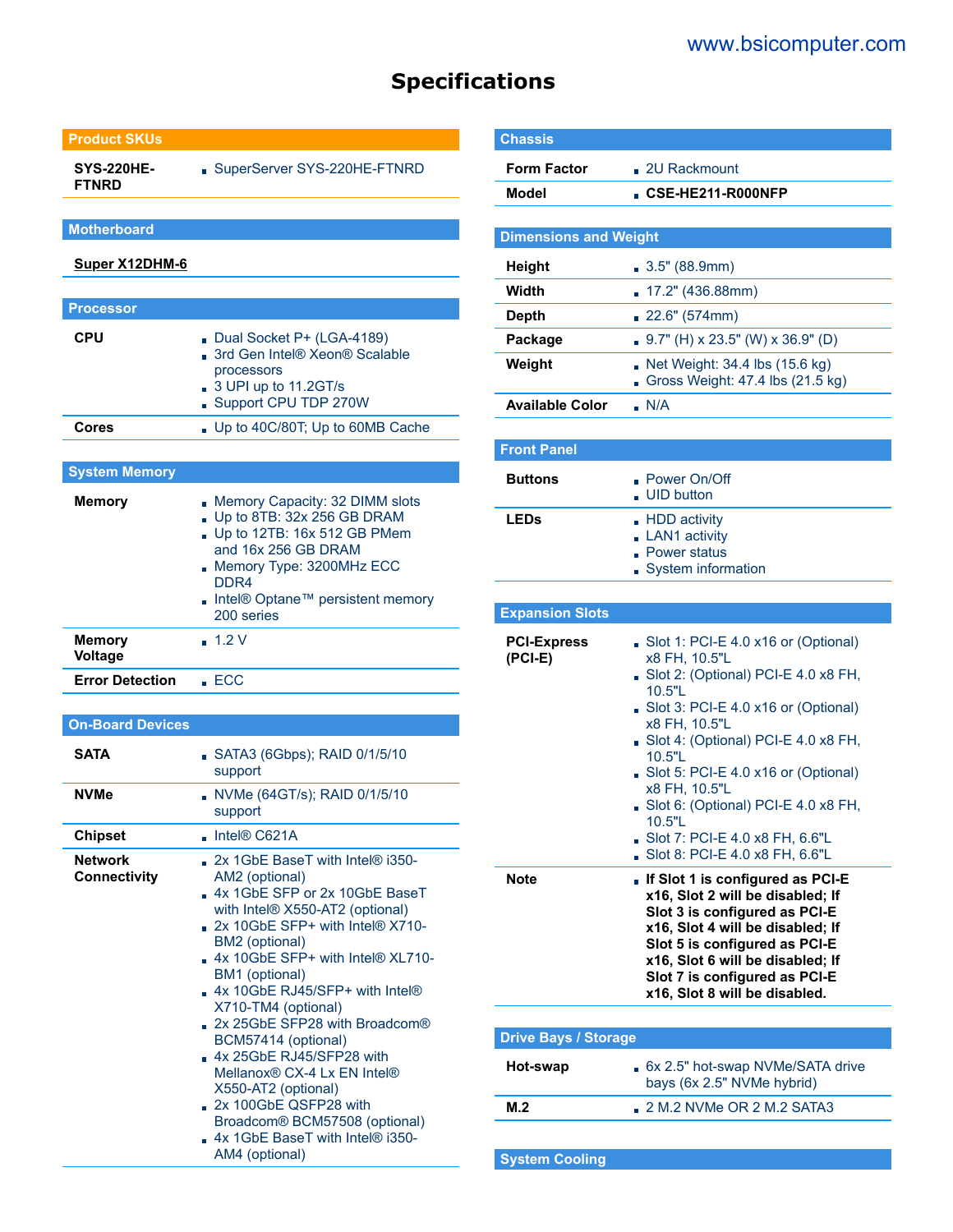# Specifications

## Product SKUs

| | |
|---|---|
| **SYS-220HE-FTNRD** | SuperServer SYS-220HE-FTNRD |

## Motherboard

**Super X12DHM-6**

## Processor

| | |
|---|---|
| **CPU** | Dual Socket P+ (LGA-4189)<br>3rd Gen Intel® Xeon® Scalable processors<br>3 UPI up to 11.2GT/s<br>Support CPU TDP 270W |
| **Cores** | Up to 40C/80T; Up to 60MB Cache |

## System Memory

| | |
|---|---|
| **Memory** | Memory Capacity: 32 DIMM slots<br>Up to 8TB: 32x 256 GB DRAM<br>Up to 12TB: 16x 512 GB PMem and 16x 256 GB DRAM<br>Memory Type: 3200MHz ECC DDR4<br>Intel® Optane™ persistent memory 200 series |
| **Memory Voltage** | 1.2 V |
| **Error Detection** | ECC |

## On-Board Devices

| | |
|---|---|
| **SATA** | SATA3 (6Gbps); RAID 0/1/5/10 support |
| **NVMe** | NVMe (64GT/s); RAID 0/1/5/10 support |
| **Chipset** | Intel® C621A |
| **Network Connectivity** | 2x 1GbE BaseT with Intel® i350-AM2 (optional)<br>4x 1GbE SFP or 2x 10GbE BaseT with Intel® X550-AT2 (optional)<br>2x 10GbE SFP+ with Intel® X710-BM2 (optional)<br>4x 10GbE SFP+ with Intel® XL710-BM1 (optional)<br>4x 10GbE RJ45/SFP+ with Intel® X710-TM4 (optional)<br>2x 25GbE SFP28 with Broadcom® BCM57414 (optional)<br>4x 25GbE RJ45/SFP28 with Mellanox® CX-4 Lx EN Intel® X550-AT2 (optional)<br>2x 100GbE QSFP28 with Broadcom® BCM57508 (optional)<br>4x 1GbE BaseT with Intel® i350-AM4 (optional) |

## Chassis

| | |
|---|---|
| **Form Factor** | 2U Rackmount |
| **Model** | **CSE-HE211-R000NFP** |

## Dimensions and Weight

| | |
|---|---|
| **Height** | 3.5" (88.9mm) |
| **Width** | 17.2" (436.88mm) |
| **Depth** | 22.6" (574mm) |
| **Package** | 9.7" (H) x 23.5" (W) x 36.9" (D) |
| **Weight** | Net Weight: 34.4 lbs (15.6 kg)<br>Gross Weight: 47.4 lbs (21.5 kg) |
| **Available Color** | N/A |

## Front Panel

| | |
|---|---|
| **Buttons** | Power On/Off<br>UID button |
| **LEDs** | HDD activity<br>LAN1 activity<br>Power status<br>System information |

## Expansion Slots

| | |
|---|---|
| **PCI-Express (PCI-E)** | Slot 1: PCI-E 4.0 x16 or (Optional) x8 FH, 10.5"L<br>Slot 2: (Optional) PCI-E 4.0 x8 FH, 10.5"L<br>Slot 3: PCI-E 4.0 x16 or (Optional) x8 FH, 10.5"L<br>Slot 4: (Optional) PCI-E 4.0 x8 FH, 10.5"L<br>Slot 5: PCI-E 4.0 x16 or (Optional) x8 FH, 10.5"L<br>Slot 6: (Optional) PCI-E 4.0 x8 FH, 10.5"L<br>Slot 7: PCI-E 4.0 x8 FH, 6.6"L<br>Slot 8: PCI-E 4.0 x8 FH, 6.6"L |
| **Note** | **If Slot 1 is configured as PCI-E x16, Slot 2 will be disabled; If Slot 3 is configured as PCI-E x16, Slot 4 will be disabled; If Slot 5 is configured as PCI-E x16, Slot 6 will be disabled; If Slot 7 is configured as PCI-E x16, Slot 8 will be disabled.** |

## Drive Bays / Storage

| | |
|---|---|
| **Hot-swap** | 6x 2.5" hot-swap NVMe/SATA drive bays (6x 2.5" NVMe hybrid) |
| **M.2** | 2 M.2 NVMe OR 2 M.2 SATA3 |

## System Cooling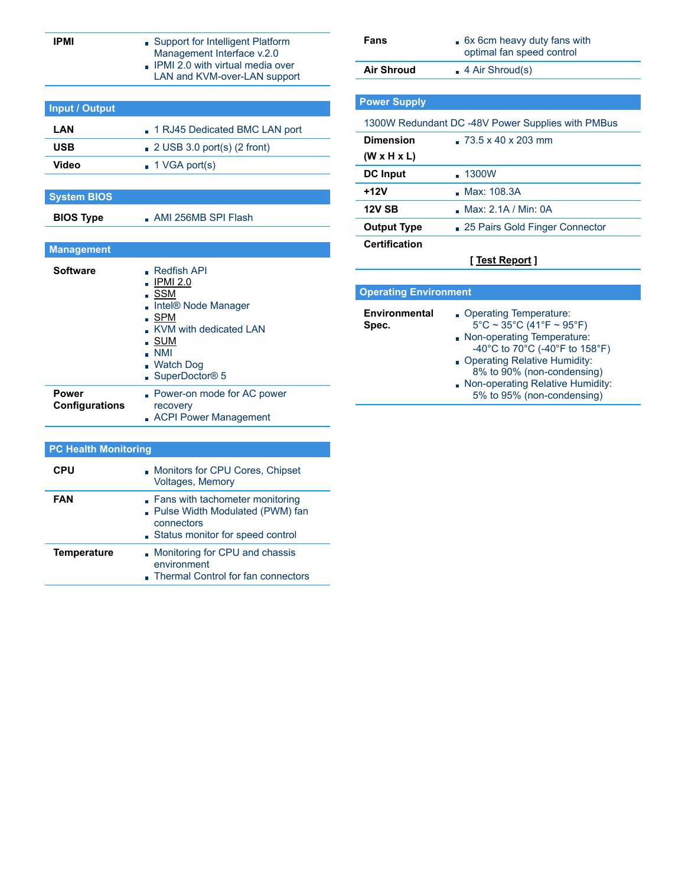| IPMI | • Support for Intelligent Platform Management Interface v.2.0<br>• IPMI 2.0 with virtual media over LAN and KVM-over-LAN support |
|---|---|

## Input / Output

| | |
|---|---|
| **LAN** | • 1 RJ45 Dedicated BMC LAN port |
| **USB** | • 2 USB 3.0 port(s) (2 front) |
| **Video** | • 1 VGA port(s) |

## System BIOS

| | |
|---|---|
| **BIOS Type** | • AMI 256MB SPI Flash |

## Management

| | |
|---|---|
| **Software** | • Redfish API<br>• IPMI 2.0<br>• SSM<br>• Intel® Node Manager<br>• SPM<br>• KVM with dedicated LAN<br>• SUM<br>• NMI<br>• Watch Dog<br>• SuperDoctor® 5 |
| **Power Configurations** | • Power-on mode for AC power recovery<br>• ACPI Power Management |

## PC Health Monitoring

| | |
|---|---|
| **CPU** | • Monitors for CPU Cores, Chipset Voltages, Memory |
| **FAN** | • Fans with tachometer monitoring<br>• Pulse Width Modulated (PWM) fan connectors<br>• Status monitor for speed control |
| **Temperature** | • Monitoring for CPU and chassis environment<br>• Thermal Control for fan connectors |

| | |
|---|---|
| **Fans** | • 6x 6cm heavy duty fans with optimal fan speed control |
| **Air Shroud** | • 4 Air Shroud(s) |

## Power Supply

1300W Redundant DC -48V Power Supplies with PMBus

| | |
|---|---|
| **Dimension (W x H x L)** | • 73.5 x 40 x 203 mm |
| **DC Input** | • 1300W |
| **+12V** | • Max: 108.3A |
| **12V SB** | • Max: 2.1A / Min: 0A |
| **Output Type** | • 25 Pairs Gold Finger Connector |
| **Certification** | [ Test Report ] |

## Operating Environment

| | |
|---|---|
| **Environmental Spec.** | • Operating Temperature: 5°C ~ 35°C (41°F ~ 95°F)<br>• Non-operating Temperature: -40°C to 70°C (-40°F to 158°F)<br>• Operating Relative Humidity: 8% to 90% (non-condensing)<br>• Non-operating Relative Humidity: 5% to 95% (non-condensing) |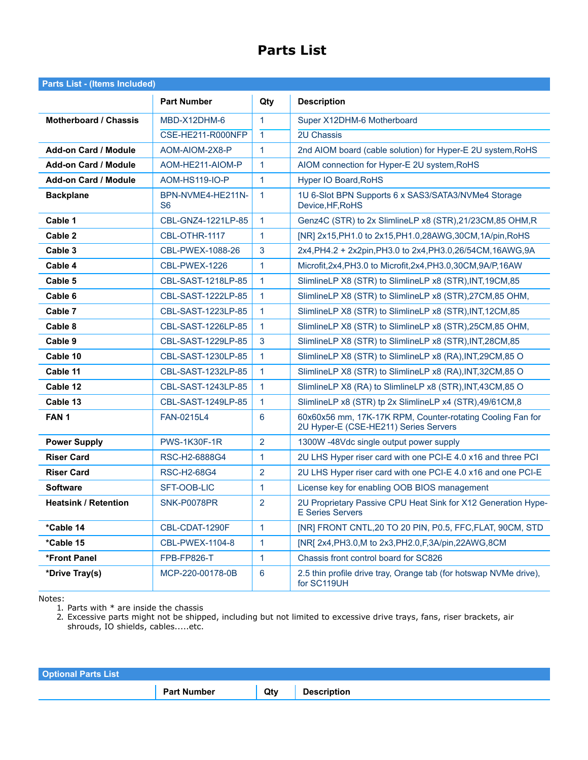# Parts List

| Parts List - (Items Included) | | | |
|---|---|---|---|
| | **Part Number** | **Qty** | **Description** |
| **Motherboard / Chassis** | MBD-X12DHM-6 | 1 | Super X12DHM-6 Motherboard |
| | CSE-HE211-R000NFP | 1 | 2U Chassis |
| **Add-on Card / Module** | AOM-AIOM-2X8-P | 1 | 2nd AIOM board (cable solution) for Hyper-E 2U system,RoHS |
| **Add-on Card / Module** | AOM-HE211-AIOM-P | 1 | AIOM connection for Hyper-E 2U system,RoHS |
| **Add-on Card / Module** | AOM-HS119-IO-P | 1 | Hyper IO Board,RoHS |
| **Backplane** | BPN-NVME4-HE211N-S6 | 1 | 1U 6-Slot BPN Supports 6 x SAS3/SATA3/NVMe4 Storage Device,HF,RoHS |
| **Cable 1** | CBL-GNZ4-1221LP-85 | 1 | Genz4C (STR) to 2x SlimlineLP x8 (STR),21/23CM,85 OHM,R |
| **Cable 2** | CBL-OTHR-1117 | 1 | [NR] 2x15,PH1.0 to 2x15,PH1.0,28AWG,30CM,1A/pin,RoHS |
| **Cable 3** | CBL-PWEX-1088-26 | 3 | 2x4,PH4.2 + 2x2pin,PH3.0 to 2x4,PH3.0,26/54CM,16AWG,9A |
| **Cable 4** | CBL-PWEX-1226 | 1 | Microfit,2x4,PH3.0 to Microfit,2x4,PH3.0,30CM,9A/P,16AW |
| **Cable 5** | CBL-SAST-1218LP-85 | 1 | SlimlineLP X8 (STR) to SlimlineLP x8 (STR),INT,19CM,85 |
| **Cable 6** | CBL-SAST-1222LP-85 | 1 | SlimlineLP X8 (STR) to SlimlineLP x8 (STR),27CM,85 OHM, |
| **Cable 7** | CBL-SAST-1223LP-85 | 1 | SlimlineLP X8 (STR) to SlimlineLP x8 (STR),INT,12CM,85 |
| **Cable 8** | CBL-SAST-1226LP-85 | 1 | SlimlineLP X8 (STR) to SlimlineLP x8 (STR),25CM,85 OHM, |
| **Cable 9** | CBL-SAST-1229LP-85 | 3 | SlimlineLP X8 (STR) to SlimlineLP x8 (STR),INT,28CM,85 |
| **Cable 10** | CBL-SAST-1230LP-85 | 1 | SlimlineLP X8 (STR) to SlimlineLP x8 (RA),INT,29CM,85 O |
| **Cable 11** | CBL-SAST-1232LP-85 | 1 | SlimlineLP X8 (STR) to SlimlineLP x8 (RA),INT,32CM,85 O |
| **Cable 12** | CBL-SAST-1243LP-85 | 1 | SlimlineLP X8 (RA) to SlimlineLP x8 (STR),INT,43CM,85 O |
| **Cable 13** | CBL-SAST-1249LP-85 | 1 | SlimlineLP x8 (STR) tp 2x SlimlineLP x4 (STR),49/61CM,8 |
| **FAN 1** | FAN-0215L4 | 6 | 60x60x56 mm, 17K-17K RPM, Counter-rotating Cooling Fan for 2U Hyper-E (CSE-HE211) Series Servers |
| **Power Supply** | PWS-1K30F-1R | 2 | 1300W -48Vdc single output power supply |
| **Riser Card** | RSC-H2-6888G4 | 1 | 2U LHS Hyper riser card with one PCI-E 4.0 x16 and three PCI |
| **Riser Card** | RSC-H2-68G4 | 2 | 2U LHS Hyper riser card with one PCI-E 4.0 x16 and one PCI-E |
| **Software** | SFT-OOB-LIC | 1 | License key for enabling OOB BIOS management |
| **Heatsink / Retention** | SNK-P0078PR | 2 | 2U Proprietary Passive CPU Heat Sink for X12 Generation Hyper-E Series Servers |
| ***Cable 14** | CBL-CDAT-1290F | 1 | [NR] FRONT CNTL,20 TO 20 PIN, P0.5, FFC,FLAT, 90CM, STD |
| ***Cable 15** | CBL-PWEX-1104-8 | 1 | [NR[ 2x4,PH3.0,M to 2x3,PH2.0,F,3A/pin,22AWG,8CM |
| ***Front Panel** | FPB-FP826-T | 1 | Chassis front control board for SC826 |
| ***Drive Tray(s)** | MCP-220-00178-0B | 6 | 2.5 thin profile drive tray, Orange tab (for hotswap NVMe drive), for SC119UH |

Notes:

1. Parts with * are inside the chassis
2. Excessive parts might not be shipped, including but not limited to excessive drive trays, fans, riser brackets, air shrouds, IO shields, cables.....etc.

| Optional Parts List | | | |
|---|---|---|---|
| | **Part Number** | **Qty** | **Description** |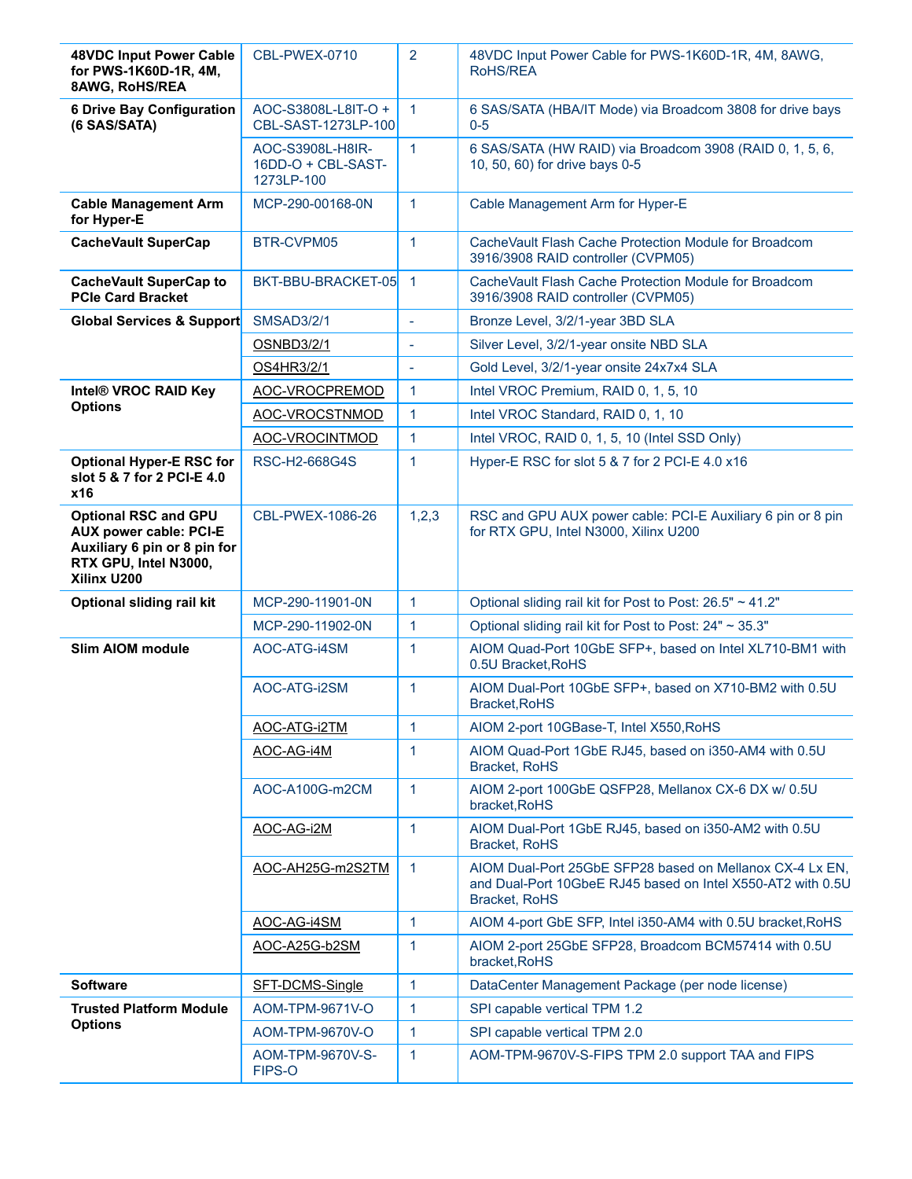| | | | |
|---|---|---|---|
| **48VDC Input Power Cable for PWS-1K60D-1R, 4M, 8AWG, RoHS/REA** | CBL-PWEX-0710 | 2 | 48VDC Input Power Cable for PWS-1K60D-1R, 4M, 8AWG, RoHS/REA |
| **6 Drive Bay Configuration (6 SAS/SATA)** | AOC-S3808L-L8IT-O + CBL-SAST-1273LP-100 | 1 | 6 SAS/SATA (HBA/IT Mode) via Broadcom 3808 for drive bays 0-5 |
| | AOC-S3908L-H8IR-16DD-O + CBL-SAST-1273LP-100 | 1 | 6 SAS/SATA (HW RAID) via Broadcom 3908 (RAID 0, 1, 5, 6, 10, 50, 60) for drive bays 0-5 |
| **Cable Management Arm for Hyper-E** | MCP-290-00168-0N | 1 | Cable Management Arm for Hyper-E |
| **CacheVault SuperCap** | BTR-CVPM05 | 1 | CacheVault Flash Cache Protection Module for Broadcom 3916/3908 RAID controller (CVPM05) |
| **CacheVault SuperCap to PCIe Card Bracket** | BKT-BBU-BRACKET-05 | 1 | CacheVault Flash Cache Protection Module for Broadcom 3916/3908 RAID controller (CVPM05) |
| **Global Services & Support** | SMSAD3/2/1 | - | Bronze Level, 3/2/1-year 3BD SLA |
| | OSNBD3/2/1 | - | Silver Level, 3/2/1-year onsite NBD SLA |
| | OS4HR3/2/1 | - | Gold Level, 3/2/1-year onsite 24x7x4 SLA |
| **Intel® VROC RAID Key Options** | AOC-VROCPREMOD | 1 | Intel VROC Premium, RAID 0, 1, 5, 10 |
| | AOC-VROCSTNMOD | 1 | Intel VROC Standard, RAID 0, 1, 10 |
| | AOC-VROCINTMOD | 1 | Intel VROC, RAID 0, 1, 5, 10 (Intel SSD Only) |
| **Optional Hyper-E RSC for slot 5 & 7 for 2 PCI-E 4.0 x16** | RSC-H2-668G4S | 1 | Hyper-E RSC for slot 5 & 7 for 2 PCI-E 4.0 x16 |
| **Optional RSC and GPU AUX power cable: PCI-E Auxiliary 6 pin or 8 pin for RTX GPU, Intel N3000, Xilinx U200** | CBL-PWEX-1086-26 | 1,2,3 | RSC and GPU AUX power cable: PCI-E Auxiliary 6 pin or 8 pin for RTX GPU, Intel N3000, Xilinx U200 |
| **Optional sliding rail kit** | MCP-290-11901-0N | 1 | Optional sliding rail kit for Post to Post: 26.5" ~ 41.2" |
| | MCP-290-11902-0N | 1 | Optional sliding rail kit for Post to Post: 24" ~ 35.3" |
| **Slim AIOM module** | AOC-ATG-i4SM | 1 | AIOM Quad-Port 10GbE SFP+, based on Intel XL710-BM1 with 0.5U Bracket,RoHS |
| | AOC-ATG-i2SM | 1 | AIOM Dual-Port 10GbE SFP+, based on X710-BM2 with 0.5U Bracket,RoHS |
| | AOC-ATG-i2TM | 1 | AIOM 2-port 10GBase-T, Intel X550,RoHS |
| | AOC-AG-i4M | 1 | AIOM Quad-Port 1GbE RJ45, based on i350-AM4 with 0.5U Bracket, RoHS |
| | AOC-A100G-m2CM | 1 | AIOM 2-port 100GbE QSFP28, Mellanox CX-6 DX w/ 0.5U bracket,RoHS |
| | AOC-AG-i2M | 1 | AIOM Dual-Port 1GbE RJ45, based on i350-AM2 with 0.5U Bracket, RoHS |
| | AOC-AH25G-m2S2TM | 1 | AIOM Dual-Port 25GbE SFP28 based on Mellanox CX-4 Lx EN, and Dual-Port 10GbeE RJ45 based on Intel X550-AT2 with 0.5U Bracket, RoHS |
| | AOC-AG-i4SM | 1 | AIOM 4-port GbE SFP, Intel i350-AM4 with 0.5U bracket,RoHS |
| | AOC-A25G-b2SM | 1 | AIOM 2-port 25GbE SFP28, Broadcom BCM57414 with 0.5U bracket,RoHS |
| **Software** | SFT-DCMS-Single | 1 | DataCenter Management Package (per node license) |
| **Trusted Platform Module Options** | AOM-TPM-9671V-O | 1 | SPI capable vertical TPM 1.2 |
| | AOM-TPM-9670V-O | 1 | SPI capable vertical TPM 2.0 |
| | AOM-TPM-9670V-S-FIPS-O | 1 | AOM-TPM-9670V-S-FIPS TPM 2.0 support TAA and FIPS |